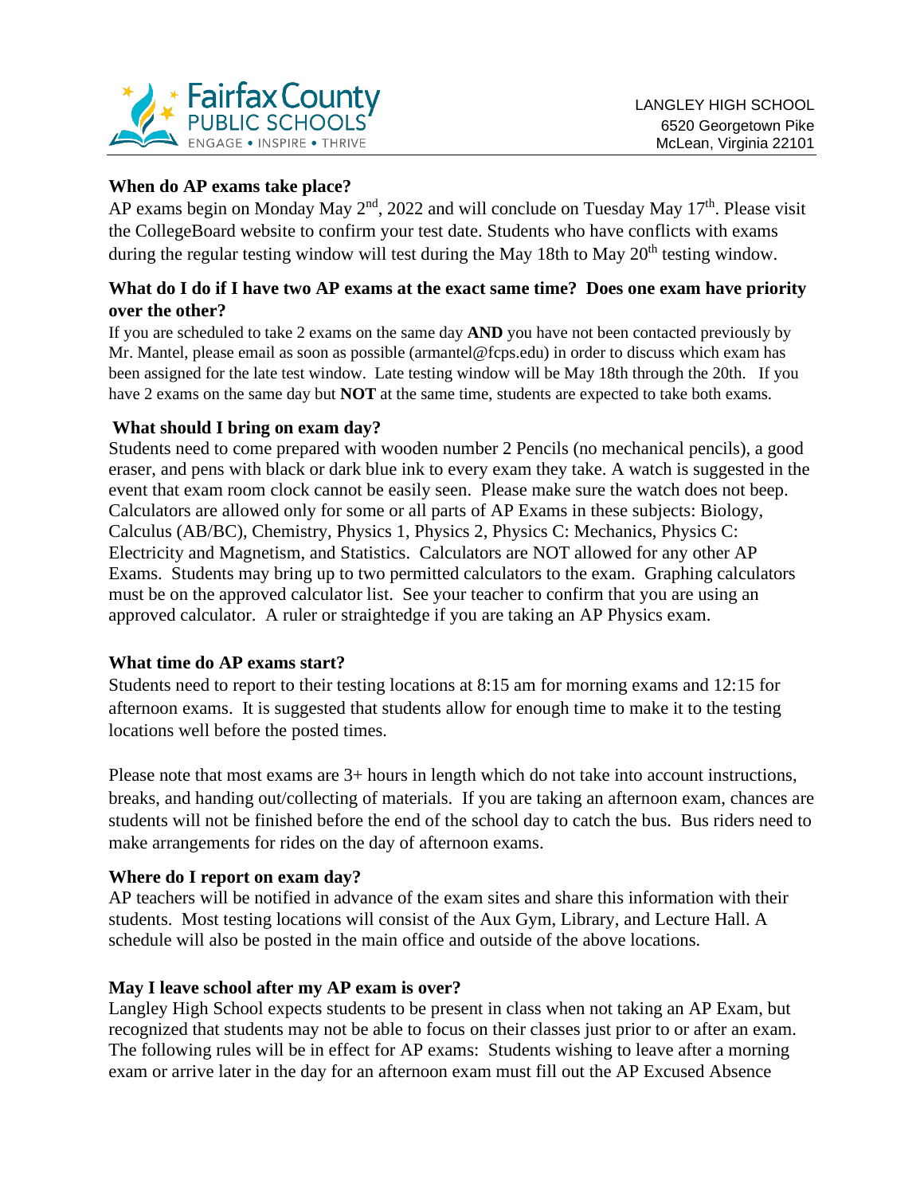LANGLEY HIGH SCHOOL
6520 Georgetown Pike
McLean, Virginia 22101

### When do AP exams take place?

AP exams begin on Monday May 2nd, 2022 and will conclude on Tuesday May 17th. Please visit the CollegeBoard website to confirm your test date. Students who have conflicts with exams during the regular testing window will test during the May 18th to May 20th testing window.

### What do I do if I have two AP exams at the exact same time? Does one exam have priority over the other?

If you are scheduled to take 2 exams on the same day **AND** you have not been contacted previously by Mr. Mantel, please email as soon as possible (armantel@fcps.edu) in order to discuss which exam has been assigned for the late test window. Late testing window will be May 18th through the 20th. If you have 2 exams on the same day but **NOT** at the same time, students are expected to take both exams.

### What should I bring on exam day?

Students need to come prepared with wooden number 2 Pencils (no mechanical pencils), a good eraser, and pens with black or dark blue ink to every exam they take. A watch is suggested in the event that exam room clock cannot be easily seen. Please make sure the watch does not beep. Calculators are allowed only for some or all parts of AP Exams in these subjects: Biology, Calculus (AB/BC), Chemistry, Physics 1, Physics 2, Physics C: Mechanics, Physics C: Electricity and Magnetism, and Statistics. Calculators are NOT allowed for any other AP Exams. Students may bring up to two permitted calculators to the exam. Graphing calculators must be on the approved calculator list. See your teacher to confirm that you are using an approved calculator. A ruler or straightedge if you are taking an AP Physics exam.

### What time do AP exams start?

Students need to report to their testing locations at 8:15 am for morning exams and 12:15 for afternoon exams. It is suggested that students allow for enough time to make it to the testing locations well before the posted times.

Please note that most exams are 3+ hours in length which do not take into account instructions, breaks, and handing out/collecting of materials. If you are taking an afternoon exam, chances are students will not be finished before the end of the school day to catch the bus. Bus riders need to make arrangements for rides on the day of afternoon exams.

### Where do I report on exam day?

AP teachers will be notified in advance of the exam sites and share this information with their students. Most testing locations will consist of the Aux Gym, Library, and Lecture Hall. A schedule will also be posted in the main office and outside of the above locations.

### May I leave school after my AP exam is over?

Langley High School expects students to be present in class when not taking an AP Exam, but recognized that students may not be able to focus on their classes just prior to or after an exam. The following rules will be in effect for AP exams: Students wishing to leave after a morning exam or arrive later in the day for an afternoon exam must fill out the AP Excused Absence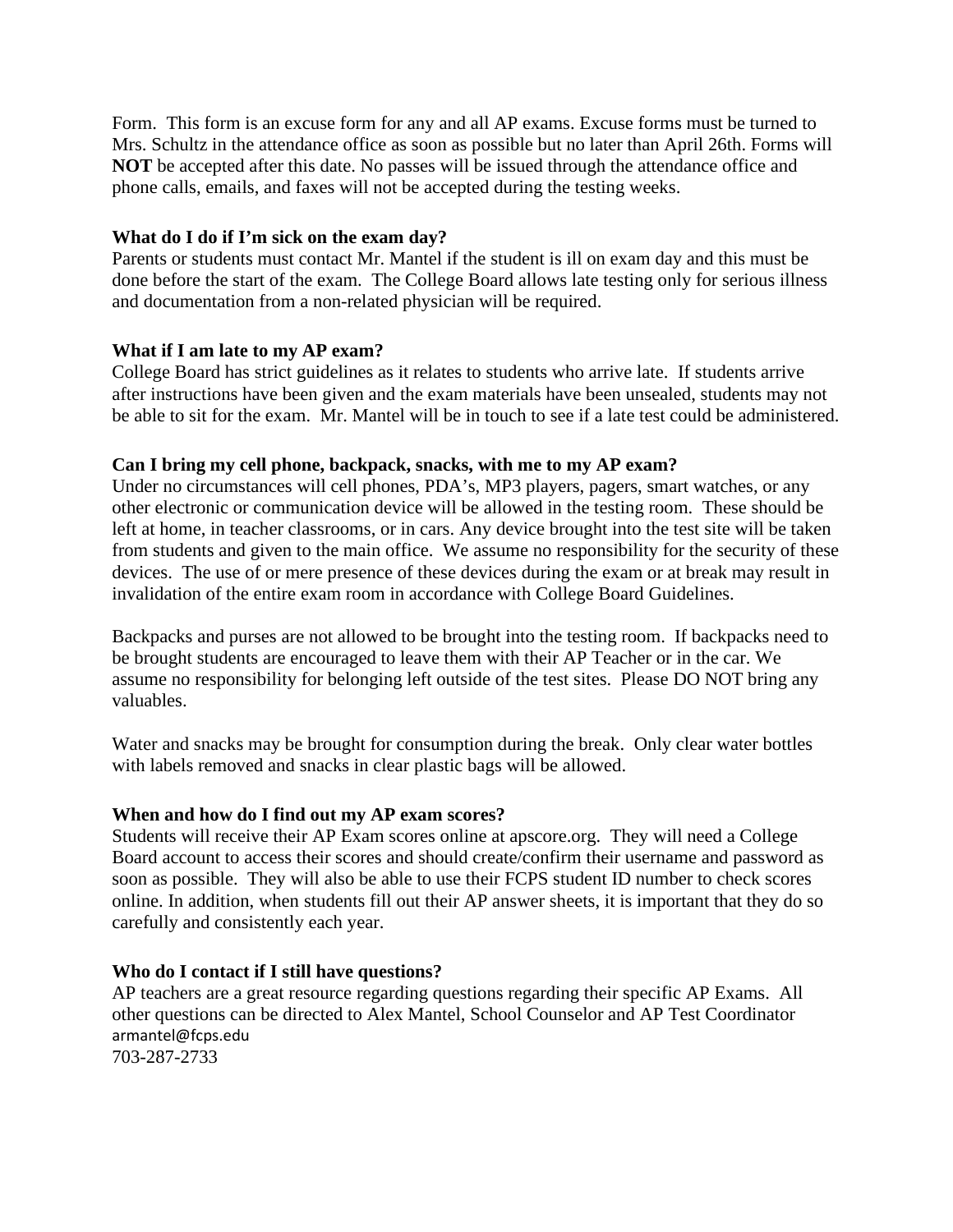Form. This form is an excuse form for any and all AP exams. Excuse forms must be turned to Mrs. Schultz in the attendance office as soon as possible but no later than April 26th. Forms will **NOT** be accepted after this date. No passes will be issued through the attendance office and phone calls, emails, and faxes will not be accepted during the testing weeks.

**What do I do if I'm sick on the exam day?**
Parents or students must contact Mr. Mantel if the student is ill on exam day and this must be done before the start of the exam. The College Board allows late testing only for serious illness and documentation from a non-related physician will be required.

**What if I am late to my AP exam?**
College Board has strict guidelines as it relates to students who arrive late. If students arrive after instructions have been given and the exam materials have been unsealed, students may not be able to sit for the exam. Mr. Mantel will be in touch to see if a late test could be administered.

**Can I bring my cell phone, backpack, snacks, with me to my AP exam?**
Under no circumstances will cell phones, PDA's, MP3 players, pagers, smart watches, or any other electronic or communication device will be allowed in the testing room. These should be left at home, in teacher classrooms, or in cars. Any device brought into the test site will be taken from students and given to the main office. We assume no responsibility for the security of these devices. The use of or mere presence of these devices during the exam or at break may result in invalidation of the entire exam room in accordance with College Board Guidelines.

Backpacks and purses are not allowed to be brought into the testing room. If backpacks need to be brought students are encouraged to leave them with their AP Teacher or in the car. We assume no responsibility for belonging left outside of the test sites. Please DO NOT bring any valuables.

Water and snacks may be brought for consumption during the break. Only clear water bottles with labels removed and snacks in clear plastic bags will be allowed.

**When and how do I find out my AP exam scores?**
Students will receive their AP Exam scores online at apscore.org. They will need a College Board account to access their scores and should create/confirm their username and password as soon as possible. They will also be able to use their FCPS student ID number to check scores online. In addition, when students fill out their AP answer sheets, it is important that they do so carefully and consistently each year.

**Who do I contact if I still have questions?**
AP teachers are a great resource regarding questions regarding their specific AP Exams. All other questions can be directed to Alex Mantel, School Counselor and AP Test Coordinator
armantel@fcps.edu
703-287-2733